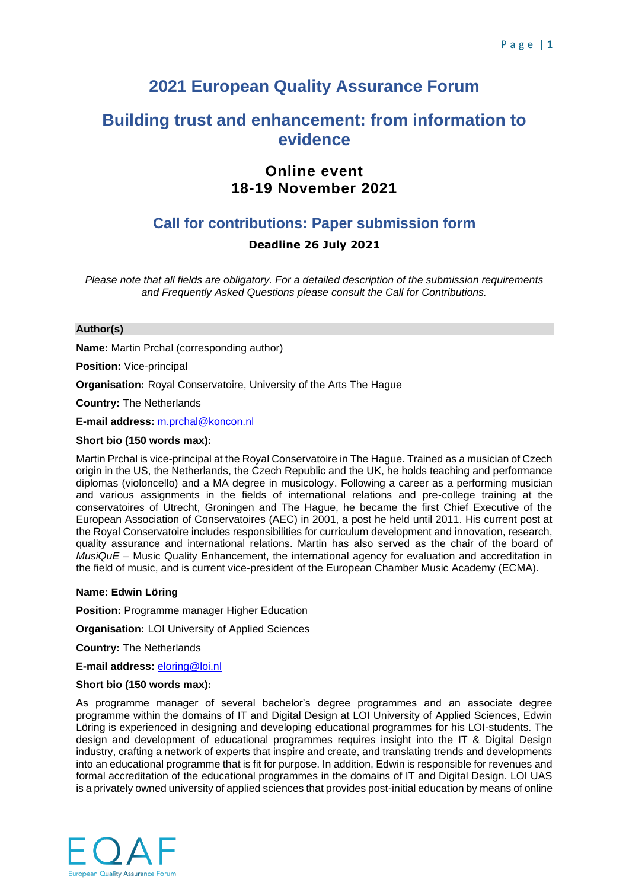# 2021 European Quality Assurance Forum

## Building trust and enhancement: from information to evidence

### Online event
### 18-19 November 2021

## Call for contributions: Paper submission form

**Deadline 26 July 2021**

*Please note that all fields are obligatory. For a detailed description of the submission requirements and Frequently Asked Questions please consult the Call for Contributions.*

**Author(s)**

**Name:** Martin Prchal (corresponding author)

**Position:** Vice-principal

**Organisation:** Royal Conservatoire, University of the Arts The Hague

**Country:** The Netherlands

**E-mail address:** m.prchal@koncon.nl

**Short bio (150 words max):**

Martin Prchal is vice-principal at the Royal Conservatoire in The Hague. Trained as a musician of Czech origin in the US, the Netherlands, the Czech Republic and the UK, he holds teaching and performance diplomas (violoncello) and a MA degree in musicology. Following a career as a performing musician and various assignments in the fields of international relations and pre-college training at the conservatoires of Utrecht, Groningen and The Hague, he became the first Chief Executive of the European Association of Conservatoires (AEC) in 2001, a post he held until 2011. His current post at the Royal Conservatoire includes responsibilities for curriculum development and innovation, research, quality assurance and international relations. Martin has also served as the chair of the board of *MusiQuE* – Music Quality Enhancement, the international agency for evaluation and accreditation in the field of music, and is current vice-president of the European Chamber Music Academy (ECMA).

**Name: Edwin Löring**

**Position:** Programme manager Higher Education

**Organisation:** LOI University of Applied Sciences

**Country:** The Netherlands

**E-mail address:** eloring@loi.nl

**Short bio (150 words max):**

As programme manager of several bachelor's degree programmes and an associate degree programme within the domains of IT and Digital Design at LOI University of Applied Sciences, Edwin Löring is experienced in designing and developing educational programmes for his LOI-students. The design and development of educational programmes requires insight into the IT & Digital Design industry, crafting a network of experts that inspire and create, and translating trends and developments into an educational programme that is fit for purpose. In addition, Edwin is responsible for revenues and formal accreditation of the educational programmes in the domains of IT and Digital Design. LOI UAS is a privately owned university of applied sciences that provides post-initial education by means of online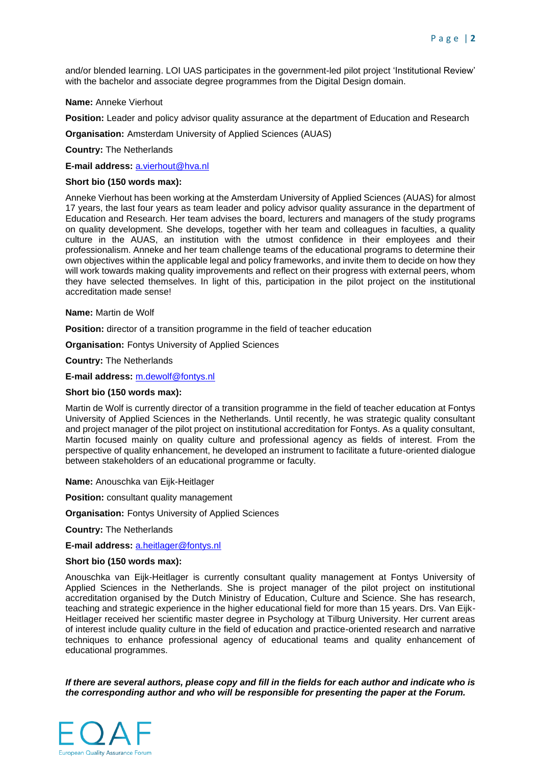and/or blended learning. LOI UAS participates in the government-led pilot project 'Institutional Review' with the bachelor and associate degree programmes from the Digital Design domain.

**Name:** Anneke Vierhout

**Position:** Leader and policy advisor quality assurance at the department of Education and Research

**Organisation:** Amsterdam University of Applied Sciences (AUAS)

**Country:** The Netherlands

**E-mail address:** a.vierhout@hva.nl

**Short bio (150 words max):**

Anneke Vierhout has been working at the Amsterdam University of Applied Sciences (AUAS) for almost 17 years, the last four years as team leader and policy advisor quality assurance in the department of Education and Research. Her team advises the board, lecturers and managers of the study programs on quality development. She develops, together with her team and colleagues in faculties, a quality culture in the AUAS, an institution with the utmost confidence in their employees and their professionalism. Anneke and her team challenge teams of the educational programs to determine their own objectives within the applicable legal and policy frameworks, and invite them to decide on how they will work towards making quality improvements and reflect on their progress with external peers, whom they have selected themselves. In light of this, participation in the pilot project on the institutional accreditation made sense!

**Name:** Martin de Wolf

**Position:** director of a transition programme in the field of teacher education

**Organisation:** Fontys University of Applied Sciences

**Country:** The Netherlands

**E-mail address:** m.dewolf@fontys.nl

**Short bio (150 words max):**

Martin de Wolf is currently director of a transition programme in the field of teacher education at Fontys University of Applied Sciences in the Netherlands. Until recently, he was strategic quality consultant and project manager of the pilot project on institutional accreditation for Fontys. As a quality consultant, Martin focused mainly on quality culture and professional agency as fields of interest. From the perspective of quality enhancement, he developed an instrument to facilitate a future-oriented dialogue between stakeholders of an educational programme or faculty.

**Name:** Anouschka van Eijk-Heitlager

**Position:** consultant quality management

**Organisation:** Fontys University of Applied Sciences

**Country:** The Netherlands

**E-mail address:** a.heitlager@fontys.nl

**Short bio (150 words max):**

Anouschka van Eijk-Heitlager is currently consultant quality management at Fontys University of Applied Sciences in the Netherlands. She is project manager of the pilot project on institutional accreditation organised by the Dutch Ministry of Education, Culture and Science. She has research, teaching and strategic experience in the higher educational field for more than 15 years. Drs. Van Eijk-Heitlager received her scientific master degree in Psychology at Tilburg University. Her current areas of interest include quality culture in the field of education and practice-oriented research and narrative techniques to enhance professional agency of educational teams and quality enhancement of educational programmes.

***If there are several authors, please copy and fill in the fields for each author and indicate who is the corresponding author and who will be responsible for presenting the paper at the Forum.***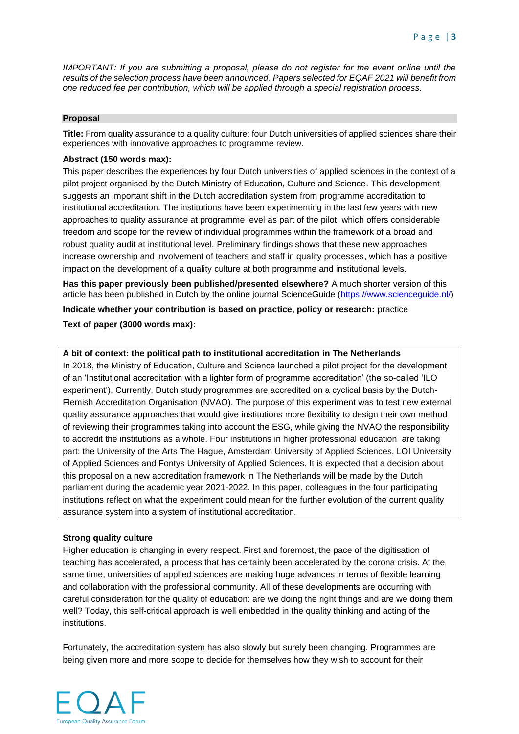*IMPORTANT: If you are submitting a proposal, please do not register for the event online until the results of the selection process have been announced. Papers selected for EQAF 2021 will benefit from one reduced fee per contribution, which will be applied through a special registration process.*

**Proposal**

**Title:** From quality assurance to a quality culture: four Dutch universities of applied sciences share their experiences with innovative approaches to programme review.

**Abstract (150 words max):**

This paper describes the experiences by four Dutch universities of applied sciences in the context of a pilot project organised by the Dutch Ministry of Education, Culture and Science. This development suggests an important shift in the Dutch accreditation system from programme accreditation to institutional accreditation. The institutions have been experimenting in the last few years with new approaches to quality assurance at programme level as part of the pilot, which offers considerable freedom and scope for the review of individual programmes within the framework of a broad and robust quality audit at institutional level. Preliminary findings shows that these new approaches increase ownership and involvement of teachers and staff in quality processes, which has a positive impact on the development of a quality culture at both programme and institutional levels.

**Has this paper previously been published/presented elsewhere?** A much shorter version of this article has been published in Dutch by the online journal ScienceGuide (https://www.scienceguide.nl/)

**Indicate whether your contribution is based on practice, policy or research:** practice

**Text of paper (3000 words max):**

**A bit of context: the political path to institutional accreditation in The Netherlands**

In 2018, the Ministry of Education, Culture and Science launched a pilot project for the development of an 'Institutional accreditation with a lighter form of programme accreditation' (the so-called 'ILO experiment'). Currently, Dutch study programmes are accredited on a cyclical basis by the Dutch-Flemish Accreditation Organisation (NVAO). The purpose of this experiment was to test new external quality assurance approaches that would give institutions more flexibility to design their own method of reviewing their programmes taking into account the ESG, while giving the NVAO the responsibility to accredit the institutions as a whole. Four institutions in higher professional education are taking part: the University of the Arts The Hague, Amsterdam University of Applied Sciences, LOI University of Applied Sciences and Fontys University of Applied Sciences. It is expected that a decision about this proposal on a new accreditation framework in The Netherlands will be made by the Dutch parliament during the academic year 2021-2022. In this paper, colleagues in the four participating institutions reflect on what the experiment could mean for the further evolution of the current quality assurance system into a system of institutional accreditation.

**Strong quality culture**

Higher education is changing in every respect. First and foremost, the pace of the digitisation of teaching has accelerated, a process that has certainly been accelerated by the corona crisis. At the same time, universities of applied sciences are making huge advances in terms of flexible learning and collaboration with the professional community. All of these developments are occurring with careful consideration for the quality of education: are we doing the right things and are we doing them well? Today, this self-critical approach is well embedded in the quality thinking and acting of the institutions.

Fortunately, the accreditation system has also slowly but surely been changing. Programmes are being given more and more scope to decide for themselves how they wish to account for their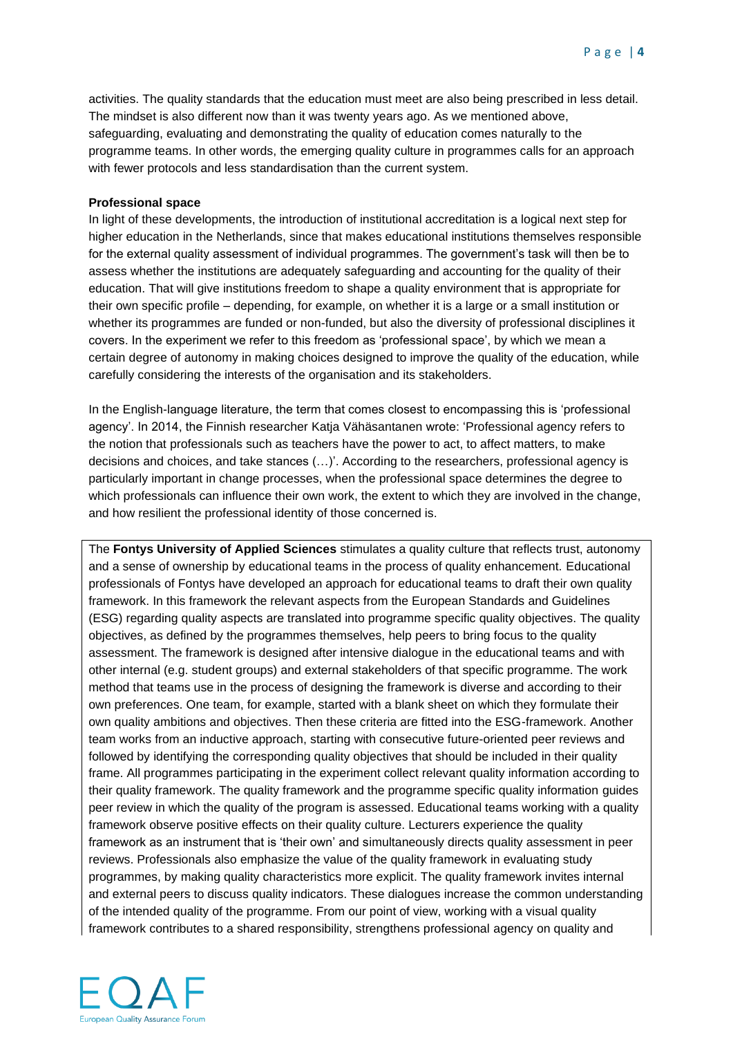activities. The quality standards that the education must meet are also being prescribed in less detail. The mindset is also different now than it was twenty years ago. As we mentioned above, safeguarding, evaluating and demonstrating the quality of education comes naturally to the programme teams. In other words, the emerging quality culture in programmes calls for an approach with fewer protocols and less standardisation than the current system.

**Professional space**

In light of these developments, the introduction of institutional accreditation is a logical next step for higher education in the Netherlands, since that makes educational institutions themselves responsible for the external quality assessment of individual programmes. The government's task will then be to assess whether the institutions are adequately safeguarding and accounting for the quality of their education. That will give institutions freedom to shape a quality environment that is appropriate for their own specific profile – depending, for example, on whether it is a large or a small institution or whether its programmes are funded or non-funded, but also the diversity of professional disciplines it covers. In the experiment we refer to this freedom as 'professional space', by which we mean a certain degree of autonomy in making choices designed to improve the quality of the education, while carefully considering the interests of the organisation and its stakeholders.

In the English-language literature, the term that comes closest to encompassing this is 'professional agency'. In 2014, the Finnish researcher Katja Vähäsantanen wrote: 'Professional agency refers to the notion that professionals such as teachers have the power to act, to affect matters, to make decisions and choices, and take stances (…)'. According to the researchers, professional agency is particularly important in change processes, when the professional space determines the degree to which professionals can influence their own work, the extent to which they are involved in the change, and how resilient the professional identity of those concerned is.

The **Fontys University of Applied Sciences** stimulates a quality culture that reflects trust, autonomy and a sense of ownership by educational teams in the process of quality enhancement. Educational professionals of Fontys have developed an approach for educational teams to draft their own quality framework. In this framework the relevant aspects from the European Standards and Guidelines (ESG) regarding quality aspects are translated into programme specific quality objectives. The quality objectives, as defined by the programmes themselves, help peers to bring focus to the quality assessment. The framework is designed after intensive dialogue in the educational teams and with other internal (e.g. student groups) and external stakeholders of that specific programme. The work method that teams use in the process of designing the framework is diverse and according to their own preferences. One team, for example, started with a blank sheet on which they formulate their own quality ambitions and objectives. Then these criteria are fitted into the ESG-framework. Another team works from an inductive approach, starting with consecutive future-oriented peer reviews and followed by identifying the corresponding quality objectives that should be included in their quality frame. All programmes participating in the experiment collect relevant quality information according to their quality framework. The quality framework and the programme specific quality information guides peer review in which the quality of the program is assessed. Educational teams working with a quality framework observe positive effects on their quality culture. Lecturers experience the quality framework as an instrument that is 'their own' and simultaneously directs quality assessment in peer reviews. Professionals also emphasize the value of the quality framework in evaluating study programmes, by making quality characteristics more explicit. The quality framework invites internal and external peers to discuss quality indicators. These dialogues increase the common understanding of the intended quality of the programme. From our point of view, working with a visual quality framework contributes to a shared responsibility, strengthens professional agency on quality and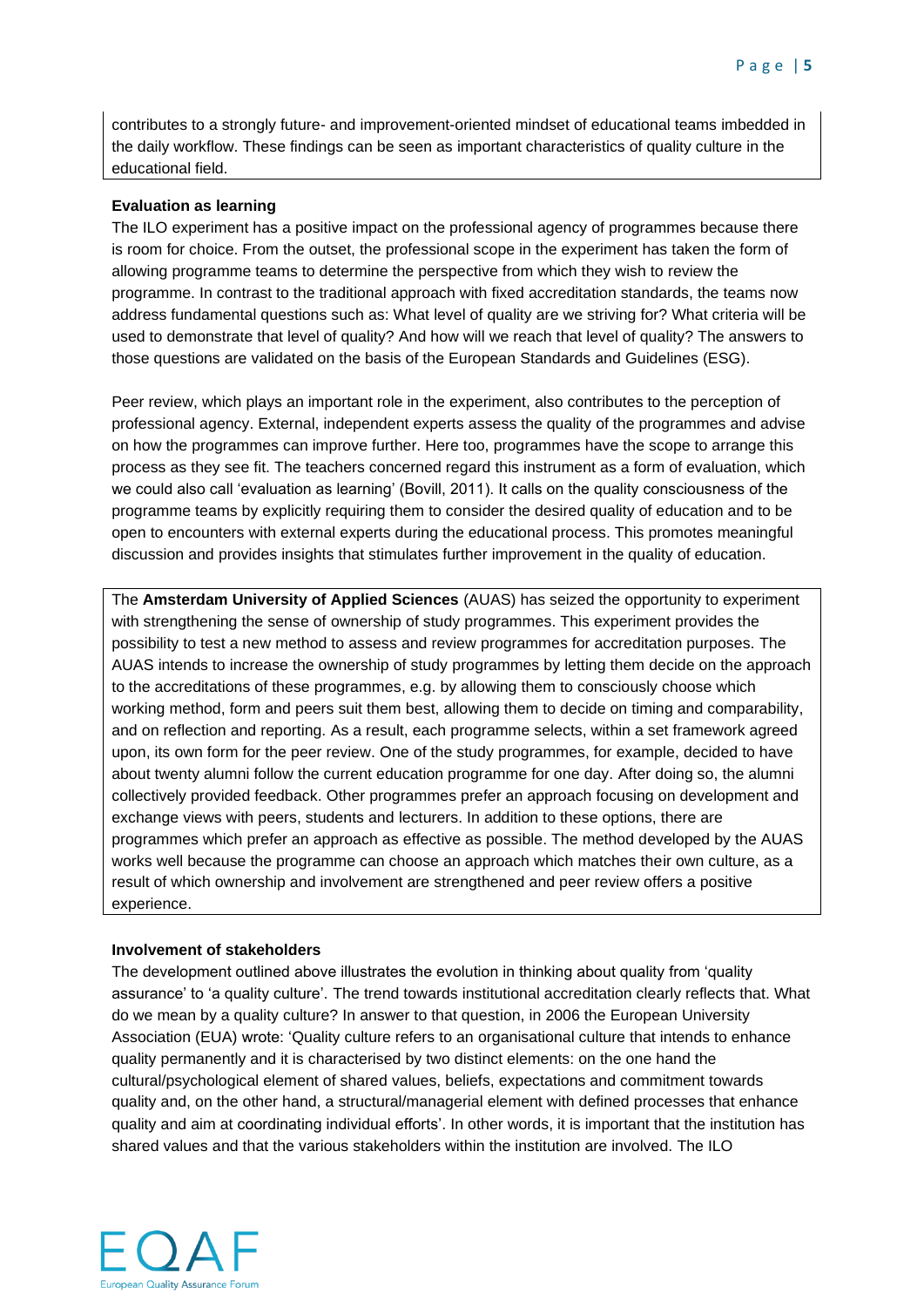contributes to a strongly future- and improvement-oriented mindset of educational teams imbedded in the daily workflow. These findings can be seen as important characteristics of quality culture in the educational field.

**Evaluation as learning**

The ILO experiment has a positive impact on the professional agency of programmes because there is room for choice. From the outset, the professional scope in the experiment has taken the form of allowing programme teams to determine the perspective from which they wish to review the programme. In contrast to the traditional approach with fixed accreditation standards, the teams now address fundamental questions such as: What level of quality are we striving for? What criteria will be used to demonstrate that level of quality? And how will we reach that level of quality? The answers to those questions are validated on the basis of the European Standards and Guidelines (ESG).

Peer review, which plays an important role in the experiment, also contributes to the perception of professional agency. External, independent experts assess the quality of the programmes and advise on how the programmes can improve further. Here too, programmes have the scope to arrange this process as they see fit. The teachers concerned regard this instrument as a form of evaluation, which we could also call 'evaluation as learning' (Bovill, 2011). It calls on the quality consciousness of the programme teams by explicitly requiring them to consider the desired quality of education and to be open to encounters with external experts during the educational process. This promotes meaningful discussion and provides insights that stimulates further improvement in the quality of education.

The **Amsterdam University of Applied Sciences** (AUAS) has seized the opportunity to experiment with strengthening the sense of ownership of study programmes. This experiment provides the possibility to test a new method to assess and review programmes for accreditation purposes. The AUAS intends to increase the ownership of study programmes by letting them decide on the approach to the accreditations of these programmes, e.g. by allowing them to consciously choose which working method, form and peers suit them best, allowing them to decide on timing and comparability, and on reflection and reporting. As a result, each programme selects, within a set framework agreed upon, its own form for the peer review. One of the study programmes, for example, decided to have about twenty alumni follow the current education programme for one day. After doing so, the alumni collectively provided feedback. Other programmes prefer an approach focusing on development and exchange views with peers, students and lecturers. In addition to these options, there are programmes which prefer an approach as effective as possible. The method developed by the AUAS works well because the programme can choose an approach which matches their own culture, as a result of which ownership and involvement are strengthened and peer review offers a positive experience.

**Involvement of stakeholders**

The development outlined above illustrates the evolution in thinking about quality from 'quality assurance' to 'a quality culture'. The trend towards institutional accreditation clearly reflects that. What do we mean by a quality culture? In answer to that question, in 2006 the European University Association (EUA) wrote: 'Quality culture refers to an organisational culture that intends to enhance quality permanently and it is characterised by two distinct elements: on the one hand the cultural/psychological element of shared values, beliefs, expectations and commitment towards quality and, on the other hand, a structural/managerial element with defined processes that enhance quality and aim at coordinating individual efforts'. In other words, it is important that the institution has shared values and that the various stakeholders within the institution are involved. The ILO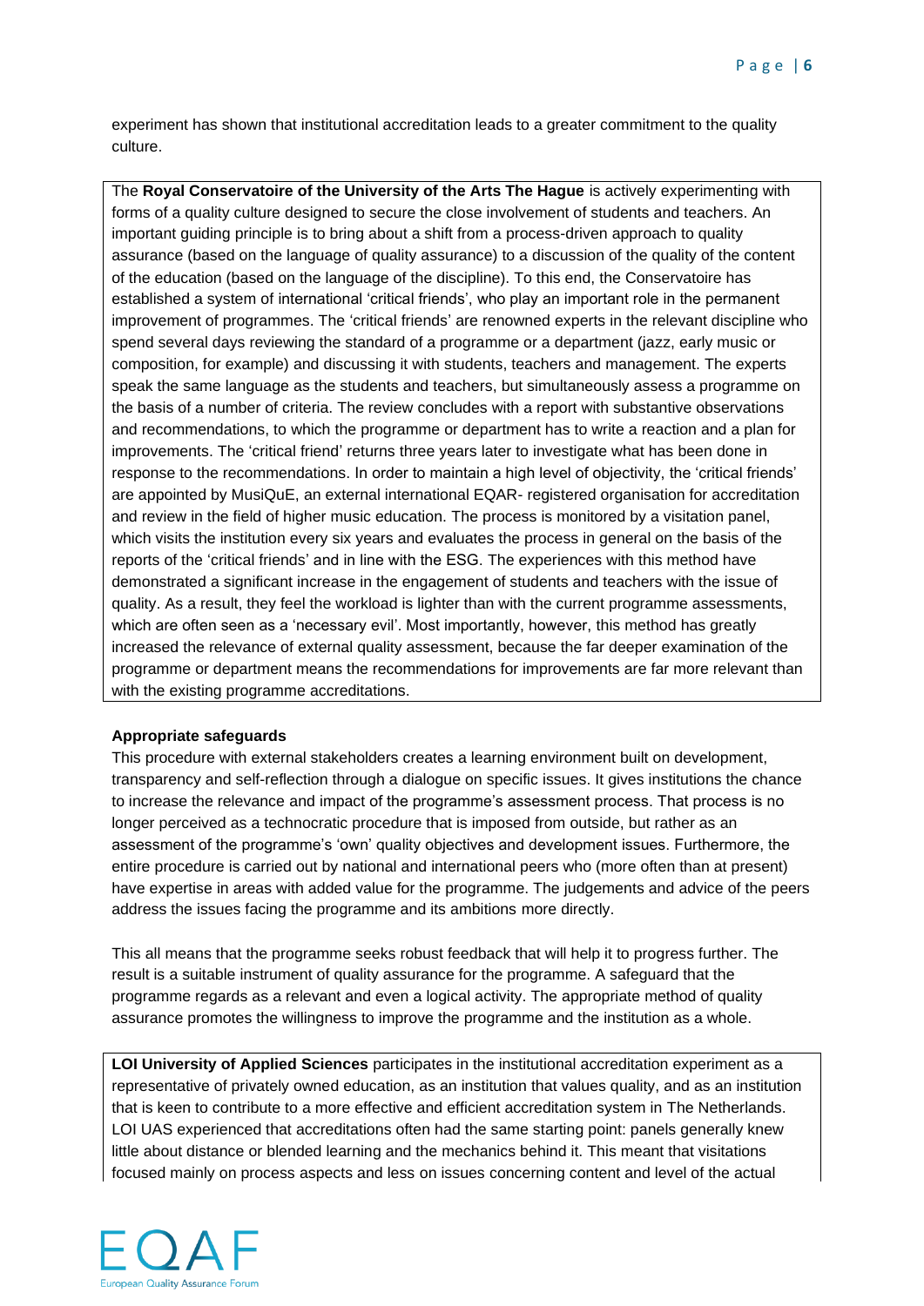experiment has shown that institutional accreditation leads to a greater commitment to the quality culture.

The **Royal Conservatoire of the University of the Arts The Hague** is actively experimenting with forms of a quality culture designed to secure the close involvement of students and teachers. An important guiding principle is to bring about a shift from a process-driven approach to quality assurance (based on the language of quality assurance) to a discussion of the quality of the content of the education (based on the language of the discipline). To this end, the Conservatoire has established a system of international 'critical friends', who play an important role in the permanent improvement of programmes. The 'critical friends' are renowned experts in the relevant discipline who spend several days reviewing the standard of a programme or a department (jazz, early music or composition, for example) and discussing it with students, teachers and management. The experts speak the same language as the students and teachers, but simultaneously assess a programme on the basis of a number of criteria. The review concludes with a report with substantive observations and recommendations, to which the programme or department has to write a reaction and a plan for improvements. The 'critical friend' returns three years later to investigate what has been done in response to the recommendations. In order to maintain a high level of objectivity, the 'critical friends' are appointed by MusiQuE, an external international EQAR- registered organisation for accreditation and review in the field of higher music education. The process is monitored by a visitation panel, which visits the institution every six years and evaluates the process in general on the basis of the reports of the 'critical friends' and in line with the ESG. The experiences with this method have demonstrated a significant increase in the engagement of students and teachers with the issue of quality. As a result, they feel the workload is lighter than with the current programme assessments, which are often seen as a 'necessary evil'. Most importantly, however, this method has greatly increased the relevance of external quality assessment, because the far deeper examination of the programme or department means the recommendations for improvements are far more relevant than with the existing programme accreditations.

**Appropriate safeguards**

This procedure with external stakeholders creates a learning environment built on development, transparency and self-reflection through a dialogue on specific issues. It gives institutions the chance to increase the relevance and impact of the programme's assessment process. That process is no longer perceived as a technocratic procedure that is imposed from outside, but rather as an assessment of the programme's 'own' quality objectives and development issues. Furthermore, the entire procedure is carried out by national and international peers who (more often than at present) have expertise in areas with added value for the programme. The judgements and advice of the peers address the issues facing the programme and its ambitions more directly.

This all means that the programme seeks robust feedback that will help it to progress further. The result is a suitable instrument of quality assurance for the programme. A safeguard that the programme regards as a relevant and even a logical activity. The appropriate method of quality assurance promotes the willingness to improve the programme and the institution as a whole.

**LOI University of Applied Sciences** participates in the institutional accreditation experiment as a representative of privately owned education, as an institution that values quality, and as an institution that is keen to contribute to a more effective and efficient accreditation system in The Netherlands. LOI UAS experienced that accreditations often had the same starting point: panels generally knew little about distance or blended learning and the mechanics behind it. This meant that visitations focused mainly on process aspects and less on issues concerning content and level of the actual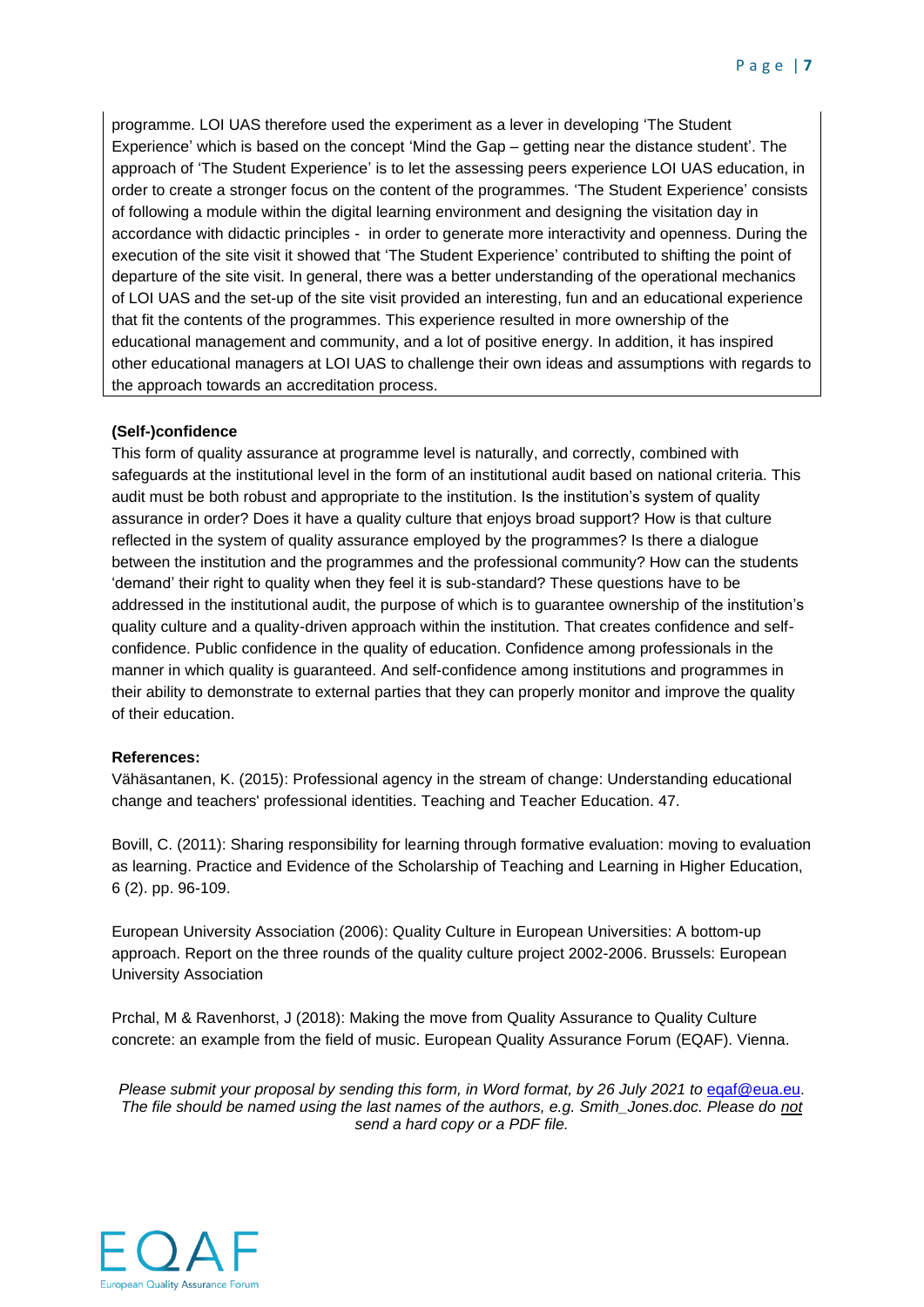programme. LOI UAS therefore used the experiment as a lever in developing 'The Student Experience' which is based on the concept 'Mind the Gap – getting near the distance student'. The approach of 'The Student Experience' is to let the assessing peers experience LOI UAS education, in order to create a stronger focus on the content of the programmes. 'The Student Experience' consists of following a module within the digital learning environment and designing the visitation day in accordance with didactic principles - in order to generate more interactivity and openness. During the execution of the site visit it showed that 'The Student Experience' contributed to shifting the point of departure of the site visit. In general, there was a better understanding of the operational mechanics of LOI UAS and the set-up of the site visit provided an interesting, fun and an educational experience that fit the contents of the programmes. This experience resulted in more ownership of the educational management and community, and a lot of positive energy. In addition, it has inspired other educational managers at LOI UAS to challenge their own ideas and assumptions with regards to the approach towards an accreditation process.

**(Self-)confidence**

This form of quality assurance at programme level is naturally, and correctly, combined with safeguards at the institutional level in the form of an institutional audit based on national criteria. This audit must be both robust and appropriate to the institution. Is the institution's system of quality assurance in order? Does it have a quality culture that enjoys broad support? How is that culture reflected in the system of quality assurance employed by the programmes? Is there a dialogue between the institution and the programmes and the professional community? How can the students 'demand' their right to quality when they feel it is sub-standard? These questions have to be addressed in the institutional audit, the purpose of which is to guarantee ownership of the institution's quality culture and a quality-driven approach within the institution. That creates confidence and self-confidence. Public confidence in the quality of education. Confidence among professionals in the manner in which quality is guaranteed. And self-confidence among institutions and programmes in their ability to demonstrate to external parties that they can properly monitor and improve the quality of their education.

**References:**

Vähäsantanen, K. (2015): Professional agency in the stream of change: Understanding educational change and teachers' professional identities. Teaching and Teacher Education. 47.

Bovill, C. (2011): Sharing responsibility for learning through formative evaluation: moving to evaluation as learning. Practice and Evidence of the Scholarship of Teaching and Learning in Higher Education, 6 (2). pp. 96-109.

European University Association (2006): Quality Culture in European Universities: A bottom-up approach. Report on the three rounds of the quality culture project 2002-2006. Brussels: European University Association

Prchal, M & Ravenhorst, J (2018): Making the move from Quality Assurance to Quality Culture concrete: an example from the field of music. European Quality Assurance Forum (EQAF). Vienna.

*Please submit your proposal by sending this form, in Word format, by 26 July 2021 to* eqaf@eua.eu. *The file should be named using the last names of the authors, e.g. Smith_Jones.doc. Please do not send a hard copy or a PDF file.*

EQAF
European Quality Assurance Forum